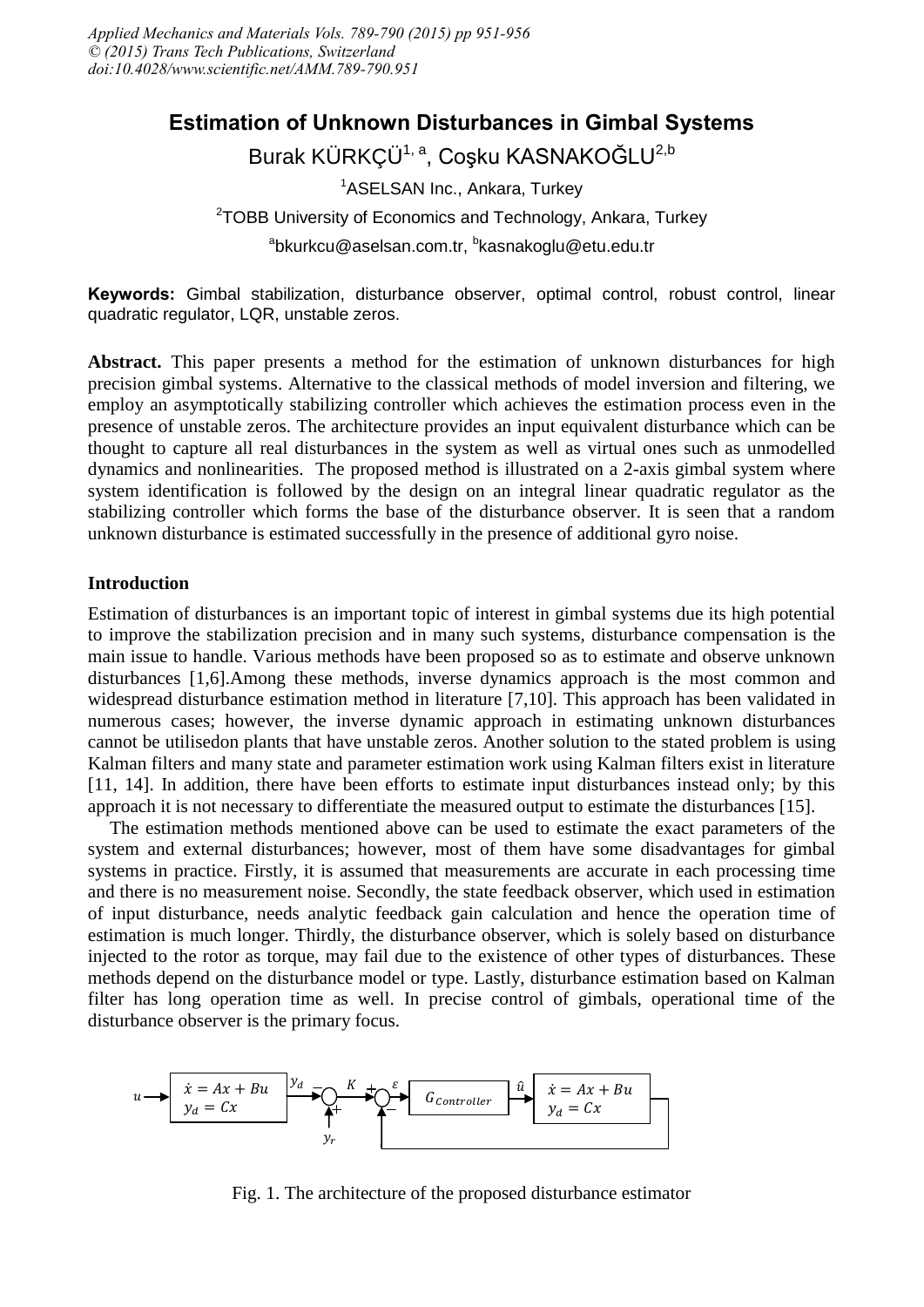# Estimation of Unknown Disturbances in Gimbal Systems

Burak KÜRKÇÜ[1, a], Coşku KASNAKOĞLU[2,b]

[1]ASELSAN Inc., Ankara, Turkey

[2]TOBB University of Economics and Technology, Ankara, Turkey

[a]bkurkcu@aselsan.com.tr, [b]kasnakoglu@etu.edu.tr

**Keywords:** Gimbal stabilization, disturbance observer, optimal control, robust control, linear quadratic regulator, LQR, unstable zeros.

**Abstract.** This paper presents a method for the estimation of unknown disturbances for high precision gimbal systems. Alternative to the classical methods of model inversion and filtering, we employ an asymptotically stabilizing controller which achieves the estimation process even in the presence of unstable zeros. The architecture provides an input equivalent disturbance which can be thought to capture all real disturbances in the system as well as virtual ones such as unmodelled dynamics and nonlinearities. The proposed method is illustrated on a 2-axis gimbal system where system identification is followed by the design on an integral linear quadratic regulator as the stabilizing controller which forms the base of the disturbance observer. It is seen that a random unknown disturbance is estimated successfully in the presence of additional gyro noise.

## Introduction

Estimation of disturbances is an important topic of interest in gimbal systems due its high potential to improve the stabilization precision and in many such systems, disturbance compensation is the main issue to handle. Various methods have been proposed so as to estimate and observe unknown disturbances [1,6].Among these methods, inverse dynamics approach is the most common and widespread disturbance estimation method in literature [7,10]. This approach has been validated in numerous cases; however, the inverse dynamic approach in estimating unknown disturbances cannot be utilisedon plants that have unstable zeros. Another solution to the stated problem is using Kalman filters and many state and parameter estimation work using Kalman filters exist in literature [11, 14]. In addition, there have been efforts to estimate input disturbances instead only; by this approach it is not necessary to differentiate the measured output to estimate the disturbances [15].

The estimation methods mentioned above can be used to estimate the exact parameters of the system and external disturbances; however, most of them have some disadvantages for gimbal systems in practice. Firstly, it is assumed that measurements are accurate in each processing time and there is no measurement noise. Secondly, the state feedback observer, which used in estimation of input disturbance, needs analytic feedback gain calculation and hence the operation time of estimation is much longer. Thirdly, the disturbance observer, which is solely based on disturbance injected to the rotor as torque, may fail due to the existence of other types of disturbances. These methods depend on the disturbance model or type. Lastly, disturbance estimation based on Kalman filter has long operation time as well. In precise control of gimbals, operational time of the disturbance observer is the primary focus.

Fig. 1. The architecture of the proposed disturbance estimator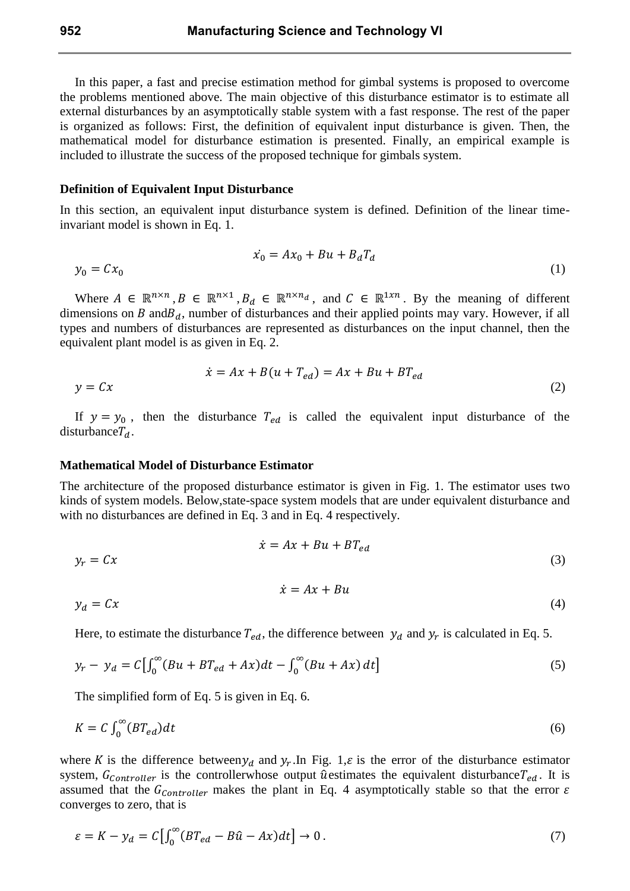In this paper, a fast and precise estimation method for gimbal systems is proposed to overcome the problems mentioned above. The main objective of this disturbance estimator is to estimate all external disturbances by an asymptotically stable system with a fast response. The rest of the paper is organized as follows: First, the definition of equivalent input disturbance is given. Then, the mathematical model for disturbance estimation is presented. Finally, an empirical example is included to illustrate the success of the proposed technique for gimbals system.

**Definition of Equivalent Input Disturbance**

In this section, an equivalent input disturbance system is defined. Definition of the linear time-invariant model is shown in Eq. 1.

$$\dot{x_0} = Ax_0 + Bu + B_d T_d$$
$$y_0 = Cx_0 \tag{1}$$

Where $A \in \mathbb{R}^{n\times n}$, $B \in \mathbb{R}^{n\times 1}$, $B_d \in \mathbb{R}^{n\times n_d}$, and $C \in \mathbb{R}^{1xn}$. By the meaning of different dimensions on $B$ and $B_d$, number of disturbances and their applied points may vary. However, if all types and numbers of disturbances are represented as disturbances on the input channel, then the equivalent plant model is as given in Eq. 2.

$$\dot{x} = Ax + B(u + T_{ed}) = Ax + Bu + BT_{ed}$$
$$y = Cx \tag{2}$$

If $y = y_0$, then the disturbance $T_{ed}$ is called the equivalent input disturbance of the disturbance $T_d$.

**Mathematical Model of Disturbance Estimator**

The architecture of the proposed disturbance estimator is given in Fig. 1. The estimator uses two kinds of system models. Below, state-space system models that are under equivalent disturbance and with no disturbances are defined in Eq. 3 and in Eq. 4 respectively.

$$\dot{x} = Ax + Bu + BT_{ed}$$
$$y_r = Cx \tag{3}$$

$$\dot{x} = Ax + Bu$$
$$y_d = Cx \tag{4}$$

Here, to estimate the disturbance $T_{ed}$, the difference between $y_d$ and $y_r$ is calculated in Eq. 5.

$$y_r - y_d = C\left[\int_0^{\infty}(Bu + BT_{ed} + Ax)dt - \int_0^{\infty}(Bu + Ax)\,dt\right] \tag{5}$$

The simplified form of Eq. 5 is given in Eq. 6.

$$K = C\int_0^{\infty}(BT_{ed})dt \tag{6}$$

where $K$ is the difference between $y_d$ and $y_r$. In Fig. 1, $\varepsilon$ is the error of the disturbance estimator system, $G_{Controller}$ is the controller whose output $\hat{u}$ estimates the equivalent disturbance $T_{ed}$. It is assumed that the $G_{Controller}$ makes the plant in Eq. 4 asymptotically stable so that the error $\varepsilon$ converges to zero, that is

$$\varepsilon = K - y_d = C\left[\int_0^{\infty}(BT_{ed} - B\hat{u} - Ax)dt\right] \to 0\,. \tag{7}$$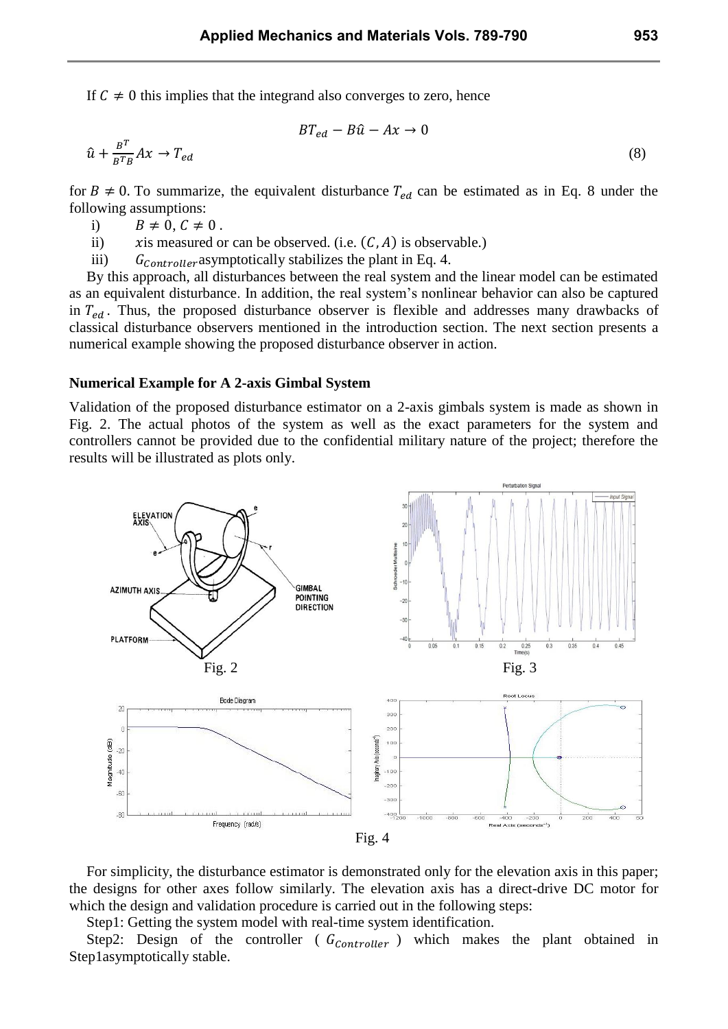If $C \neq 0$ this implies that the integrand also converges to zero, hence

$$BT_{ed} - B\hat{u} - Ax \to 0$$

$$\hat{u} + \frac{B^T}{B^T B} Ax \to T_{ed} \tag{8}$$

for $B \neq 0$. To summarize, the equivalent disturbance $T_{ed}$ can be estimated as in Eq. 8 under the following assumptions:

i) $B \neq 0, C \neq 0$ .

ii) $x$is measured or can be observed. (i.e. $(C, A)$ is observable.)

iii) $G_{Controller}$asymptotically stabilizes the plant in Eq. 4.

By this approach, all disturbances between the real system and the linear model can be estimated as an equivalent disturbance. In addition, the real system's nonlinear behavior can also be captured in $T_{ed}$ . Thus, the proposed disturbance observer is flexible and addresses many drawbacks of classical disturbance observers mentioned in the introduction section. The next section presents a numerical example showing the proposed disturbance observer in action.

**Numerical Example for A 2-axis Gimbal System**

Validation of the proposed disturbance estimator on a 2-axis gimbals system is made as shown in Fig. 2. The actual photos of the system as well as the exact parameters for the system and controllers cannot be provided due to the confidential military nature of the project; therefore the results will be illustrated as plots only.

Fig. 2

Fig. 3

Fig. 4

For simplicity, the disturbance estimator is demonstrated only for the elevation axis in this paper; the designs for other axes follow similarly. The elevation axis has a direct-drive DC motor for which the design and validation procedure is carried out in the following steps:

Step1: Getting the system model with real-time system identification.

Step2: Design of the controller ( $G_{Controller}$ ) which makes the plant obtained in Step1asymptotically stable.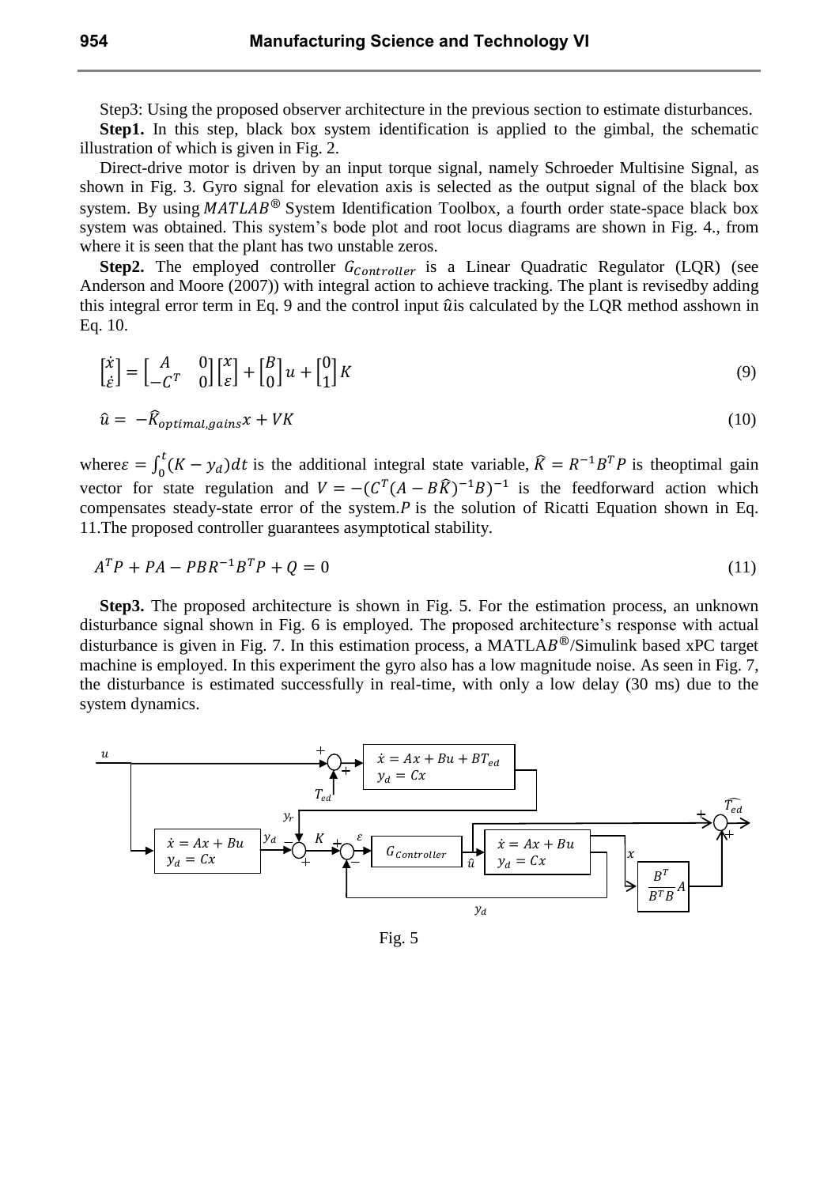Step3: Using the proposed observer architecture in the previous section to estimate disturbances.

**Step1.** In this step, black box system identification is applied to the gimbal, the schematic illustration of which is given in Fig. 2.

Direct-drive motor is driven by an input torque signal, namely Schroeder Multisine Signal, as shown in Fig. 3. Gyro signal for elevation axis is selected as the output signal of the black box system. By using $MATLAB^{®}$ System Identification Toolbox, a fourth order state-space black box system was obtained. This system's bode plot and root locus diagrams are shown in Fig. 4., from where it is seen that the plant has two unstable zeros.

**Step2.** The employed controller $G_{Controller}$ is a Linear Quadratic Regulator (LQR) (see Anderson and Moore (2007)) with integral action to achieve tracking. The plant is revisedby adding this integral error term in Eq. 9 and the control input $\hat{u}$is calculated by the LQR method asshown in Eq. 10.

$$\begin{bmatrix} \dot{x} \\ \dot{\varepsilon} \end{bmatrix} = \begin{bmatrix} A & 0 \\ -C^T & 0 \end{bmatrix} \begin{bmatrix} x \\ \varepsilon \end{bmatrix} + \begin{bmatrix} B \\ 0 \end{bmatrix} u + \begin{bmatrix} 0 \\ 1 \end{bmatrix} K \tag{9}$$

$$\hat{u} = -\hat{K}_{optimal,gains} x + VK \tag{10}$$

where$\varepsilon = \int_0^t (K - y_d)dt$ is the additional integral state variable, $\hat{K} = R^{-1}B^T P$ is theoptimal gain vector for state regulation and $V = -(C^T(A - B\hat{K})^{-1}B)^{-1}$ is the feedforward action which compensates steady-state error of the system.$P$ is the solution of Ricatti Equation shown in Eq. 11.The proposed controller guarantees asymptotical stability.

$$A^T P + PA - PBR^{-1}B^T P + Q = 0 \tag{11}$$

**Step3.** The proposed architecture is shown in Fig. 5. For the estimation process, an unknown disturbance signal shown in Fig. 6 is employed. The proposed architecture's response with actual disturbance is given in Fig. 7. In this estimation process, a MATLA$B^{®}$/Simulink based xPC target machine is employed. In this experiment the gyro also has a low magnitude noise. As seen in Fig. 7, the disturbance is estimated successfully in real-time, with only a low delay (30 ms) due to the system dynamics.

Fig. 5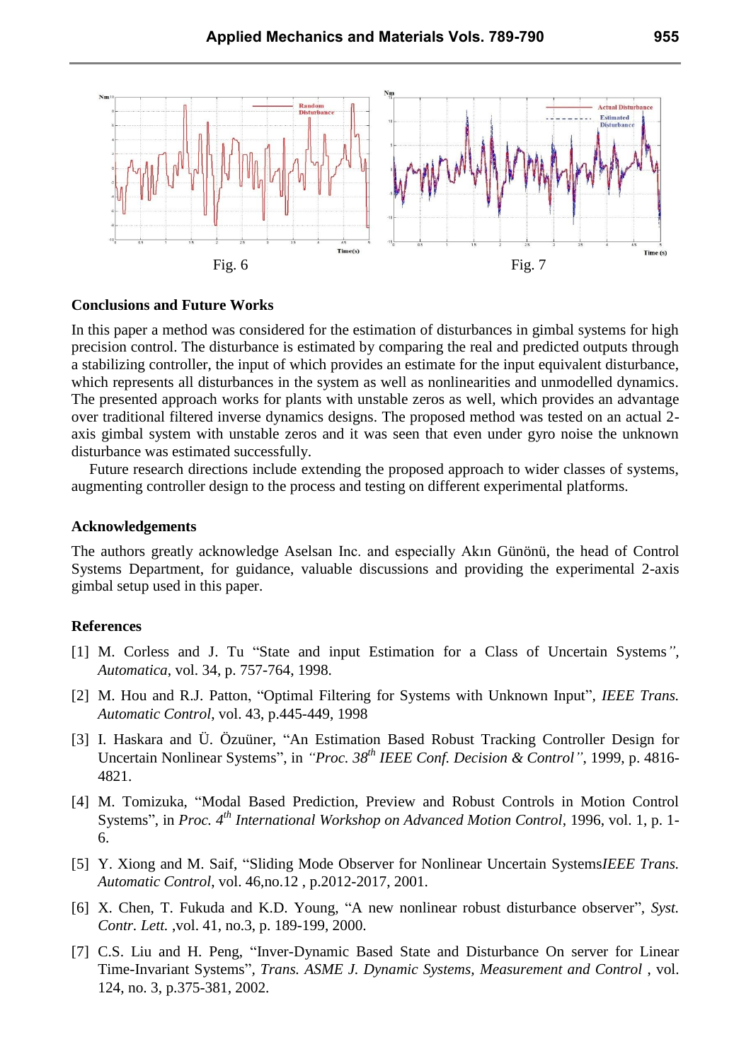Fig. 6

Fig. 7

## Conclusions and Future Works

In this paper a method was considered for the estimation of disturbances in gimbal systems for high precision control. The disturbance is estimated by comparing the real and predicted outputs through a stabilizing controller, the input of which provides an estimate for the input equivalent disturbance, which represents all disturbances in the system as well as nonlinearities and unmodelled dynamics. The presented approach works for plants with unstable zeros as well, which provides an advantage over traditional filtered inverse dynamics designs. The proposed method was tested on an actual 2-axis gimbal system with unstable zeros and it was seen that even under gyro noise the unknown disturbance was estimated successfully.

Future research directions include extending the proposed approach to wider classes of systems, augmenting controller design to the process and testing on different experimental platforms.

## Acknowledgements

The authors greatly acknowledge Aselsan Inc. and especially Akın Günönü, the head of Control Systems Department, for guidance, valuable discussions and providing the experimental 2-axis gimbal setup used in this paper.

## References

[1] M. Corless and J. Tu "State and input Estimation for a Class of Uncertain Systems", *Automatica*, vol. 34, p. 757-764, 1998.

[2] M. Hou and R.J. Patton, "Optimal Filtering for Systems with Unknown Input", *IEEE Trans. Automatic Control*, vol. 43, p.445-449, 1998

[3] I. Haskara and Ü. Özuüner, "An Estimation Based Robust Tracking Controller Design for Uncertain Nonlinear Systems", in *"Proc. 38th IEEE Conf. Decision & Control"*, 1999, p. 4816-4821.

[4] M. Tomizuka, "Modal Based Prediction, Preview and Robust Controls in Motion Control Systems", in *Proc. 4th International Workshop on Advanced Motion Control*, 1996, vol. 1, p. 1-6.

[5] Y. Xiong and M. Saif, "Sliding Mode Observer for Nonlinear Uncertain Systems*IEEE Trans. Automatic Control*, vol. 46,no.12 , p.2012-2017, 2001.

[6] X. Chen, T. Fukuda and K.D. Young, "A new nonlinear robust disturbance observer", *Syst. Contr. Lett.* ,vol. 41, no.3, p. 189-199, 2000.

[7] C.S. Liu and H. Peng, "Inver-Dynamic Based State and Disturbance On server for Linear Time-Invariant Systems", *Trans. ASME J. Dynamic Systems, Measurement and Control* , vol. 124, no. 3, p.375-381, 2002.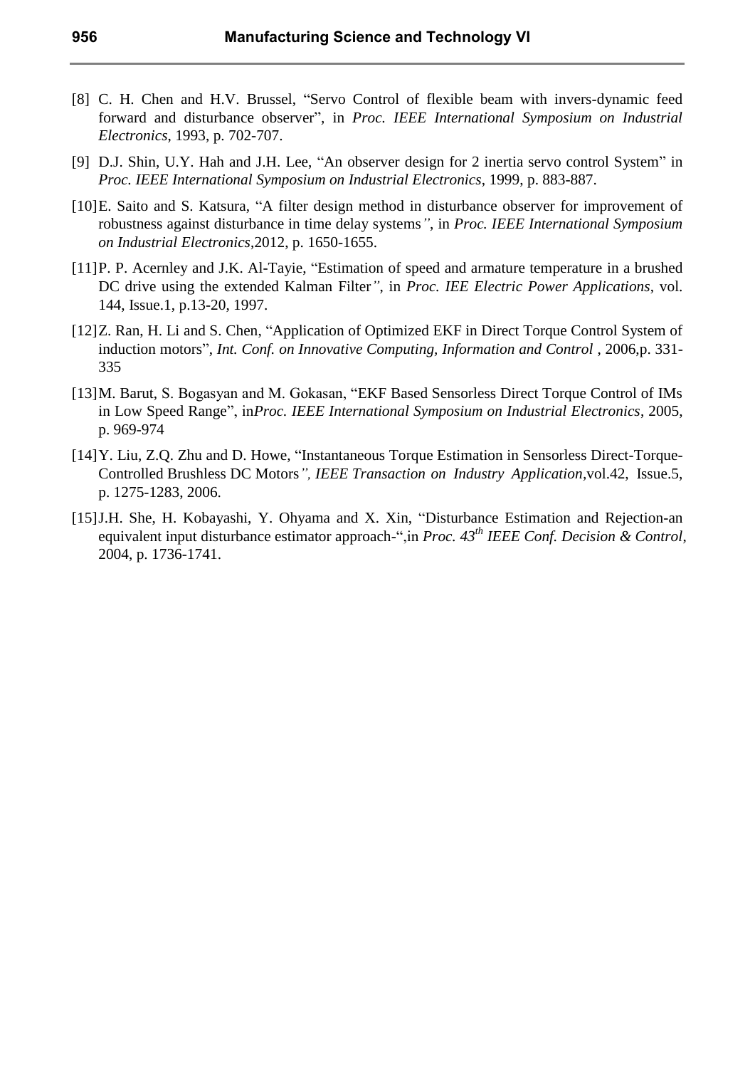[8] C. H. Chen and H.V. Brussel, "Servo Control of flexible beam with invers-dynamic feed forward and disturbance observer", in *Proc. IEEE International Symposium on Industrial Electronics*, 1993, p. 702-707.

[9] D.J. Shin, U.Y. Hah and J.H. Lee, "An observer design for 2 inertia servo control System" in *Proc. IEEE International Symposium on Industrial Electronics*, 1999, p. 883-887.

[10] E. Saito and S. Katsura, "A filter design method in disturbance observer for improvement of robustness against disturbance in time delay systems", in *Proc. IEEE International Symposium on Industrial Electronics*,2012, p. 1650-1655.

[11] P. P. Acernley and J.K. Al-Tayie, "Estimation of speed and armature temperature in a brushed DC drive using the extended Kalman Filter", in *Proc. IEE Electric Power Applications*, vol. 144, Issue.1, p.13-20, 1997.

[12] Z. Ran, H. Li and S. Chen, "Application of Optimized EKF in Direct Torque Control System of induction motors", *Int. Conf. on Innovative Computing, Information and Control* , 2006,p. 331-335

[13] M. Barut, S. Bogasyan and M. Gokasan, "EKF Based Sensorless Direct Torque Control of IMs in Low Speed Range", in*Proc. IEEE International Symposium on Industrial Electronics*, 2005, p. 969-974

[14] Y. Liu, Z.Q. Zhu and D. Howe, "Instantaneous Torque Estimation in Sensorless Direct-Torque-Controlled Brushless DC Motors", *IEEE Transaction on Industry Application*,vol.42, Issue.5, p. 1275-1283, 2006.

[15] J.H. She, H. Kobayashi, Y. Ohyama and X. Xin, "Disturbance Estimation and Rejection-an equivalent input disturbance estimator approach-",in *Proc. 43th IEEE Conf. Decision & Control*, 2004, p. 1736-1741.